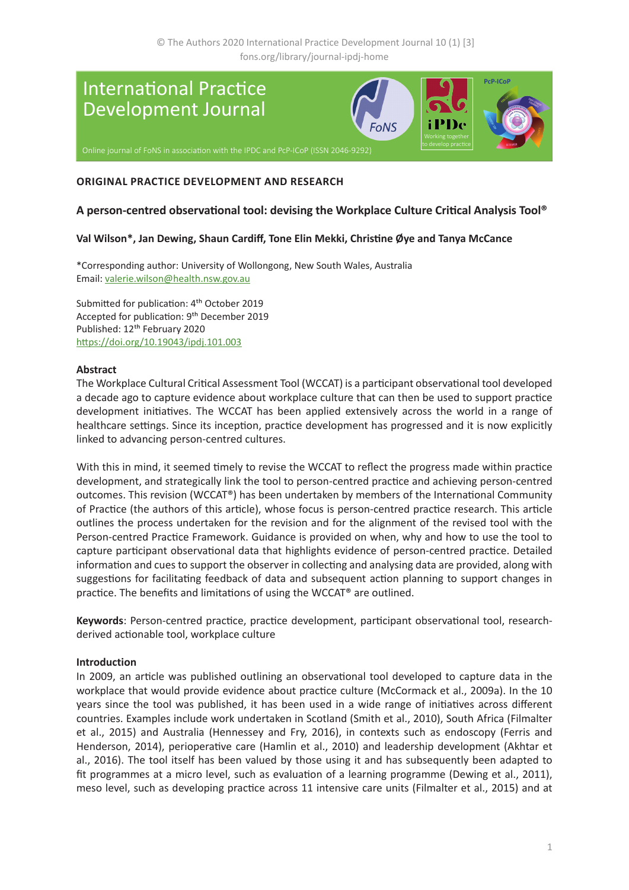© The Authors 2020 International Practice Development Journal 10 (1) [3]
fons.org/library/journal-ipdj-home

International Practice Development Journal

Online journal of FoNS in association with the IPDC and PcP-ICoP (ISSN 2046-9292)

**ORIGINAL PRACTICE DEVELOPMENT AND RESEARCH**

## A person-centred observational tool: devising the Workplace Culture Critical Analysis Tool®

**Val Wilson\*, Jan Dewing, Shaun Cardiff, Tone Elin Mekki, Christine Øye and Tanya McCance**

\*Corresponding author: University of Wollongong, New South Wales, Australia
Email: valerie.wilson@health.nsw.gov.au

Submitted for publication: 4th October 2019
Accepted for publication: 9th December 2019
Published: 12th February 2020
https://doi.org/10.19043/ipdj.101.003

### Abstract

The Workplace Cultural Critical Assessment Tool (WCCAT) is a participant observational tool developed a decade ago to capture evidence about workplace culture that can then be used to support practice development initiatives. The WCCAT has been applied extensively across the world in a range of healthcare settings. Since its inception, practice development has progressed and it is now explicitly linked to advancing person-centred cultures.

With this in mind, it seemed timely to revise the WCCAT to reflect the progress made within practice development, and strategically link the tool to person-centred practice and achieving person-centred outcomes. This revision (WCCAT®) has been undertaken by members of the International Community of Practice (the authors of this article), whose focus is person-centred practice research. This article outlines the process undertaken for the revision and for the alignment of the revised tool with the Person-centred Practice Framework. Guidance is provided on when, why and how to use the tool to capture participant observational data that highlights evidence of person-centred practice. Detailed information and cues to support the observer in collecting and analysing data are provided, along with suggestions for facilitating feedback of data and subsequent action planning to support changes in practice. The benefits and limitations of using the WCCAT® are outlined.

**Keywords**: Person-centred practice, practice development, participant observational tool, research-derived actionable tool, workplace culture

### Introduction

In 2009, an article was published outlining an observational tool developed to capture data in the workplace that would provide evidence about practice culture (McCormack et al., 2009a). In the 10 years since the tool was published, it has been used in a wide range of initiatives across different countries. Examples include work undertaken in Scotland (Smith et al., 2010), South Africa (Filmalter et al., 2015) and Australia (Hennessey and Fry, 2016), in contexts such as endoscopy (Ferris and Henderson, 2014), perioperative care (Hamlin et al., 2010) and leadership development (Akhtar et al., 2016). The tool itself has been valued by those using it and has subsequently been adapted to fit programmes at a micro level, such as evaluation of a learning programme (Dewing et al., 2011), meso level, such as developing practice across 11 intensive care units (Filmalter et al., 2015) and at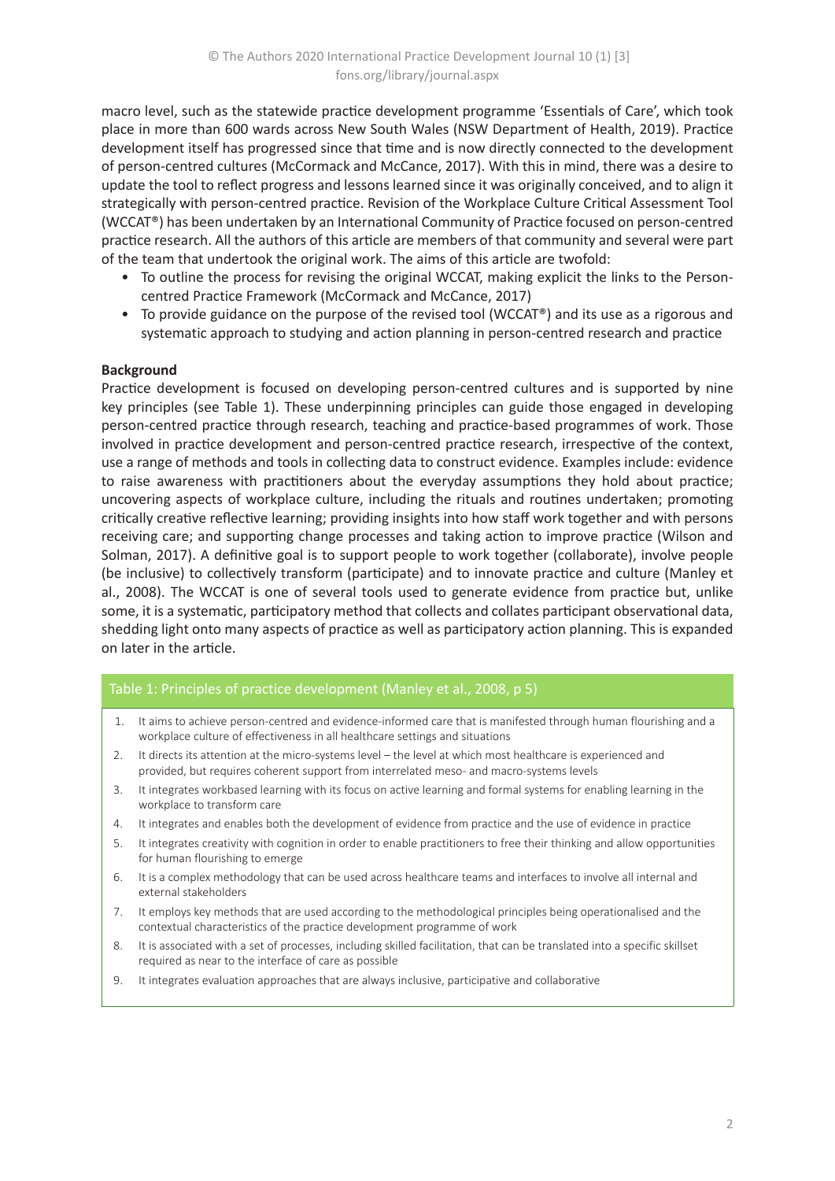macro level, such as the statewide practice development programme 'Essentials of Care', which took place in more than 600 wards across New South Wales (NSW Department of Health, 2019). Practice development itself has progressed since that time and is now directly connected to the development of person-centred cultures (McCormack and McCance, 2017). With this in mind, there was a desire to update the tool to reflect progress and lessons learned since it was originally conceived, and to align it strategically with person-centred practice. Revision of the Workplace Culture Critical Assessment Tool (WCCAT®) has been undertaken by an International Community of Practice focused on person-centred practice research. All the authors of this article are members of that community and several were part of the team that undertook the original work. The aims of this article are twofold:

- To outline the process for revising the original WCCAT, making explicit the links to the Person-centred Practice Framework (McCormack and McCance, 2017)
- To provide guidance on the purpose of the revised tool (WCCAT®) and its use as a rigorous and systematic approach to studying and action planning in person-centred research and practice

**Background**

Practice development is focused on developing person-centred cultures and is supported by nine key principles (see Table 1). These underpinning principles can guide those engaged in developing person-centred practice through research, teaching and practice-based programmes of work. Those involved in practice development and person-centred practice research, irrespective of the context, use a range of methods and tools in collecting data to construct evidence. Examples include: evidence to raise awareness with practitioners about the everyday assumptions they hold about practice; uncovering aspects of workplace culture, including the rituals and routines undertaken; promoting critically creative reflective learning; providing insights into how staff work together and with persons receiving care; and supporting change processes and taking action to improve practice (Wilson and Solman, 2017). A definitive goal is to support people to work together (collaborate), involve people (be inclusive) to collectively transform (participate) and to innovate practice and culture (Manley et al., 2008). The WCCAT is one of several tools used to generate evidence from practice but, unlike some, it is a systematic, participatory method that collects and collates participant observational data, shedding light onto many aspects of practice as well as participatory action planning. This is expanded on later in the article.

| Table 1: Principles of practice development (Manley et al., 2008, p 5) |
|---|
| 1. It aims to achieve person-centred and evidence-informed care that is manifested through human flourishing and a workplace culture of effectiveness in all healthcare settings and situations |
| 2. It directs its attention at the micro-systems level – the level at which most healthcare is experienced and provided, but requires coherent support from interrelated meso- and macro-systems levels |
| 3. It integrates workbased learning with its focus on active learning and formal systems for enabling learning in the workplace to transform care |
| 4. It integrates and enables both the development of evidence from practice and the use of evidence in practice |
| 5. It integrates creativity with cognition in order to enable practitioners to free their thinking and allow opportunities for human flourishing to emerge |
| 6. It is a complex methodology that can be used across healthcare teams and interfaces to involve all internal and external stakeholders |
| 7. It employs key methods that are used according to the methodological principles being operationalised and the contextual characteristics of the practice development programme of work |
| 8. It is associated with a set of processes, including skilled facilitation, that can be translated into a specific skillset required as near to the interface of care as possible |
| 9. It integrates evaluation approaches that are always inclusive, participative and collaborative |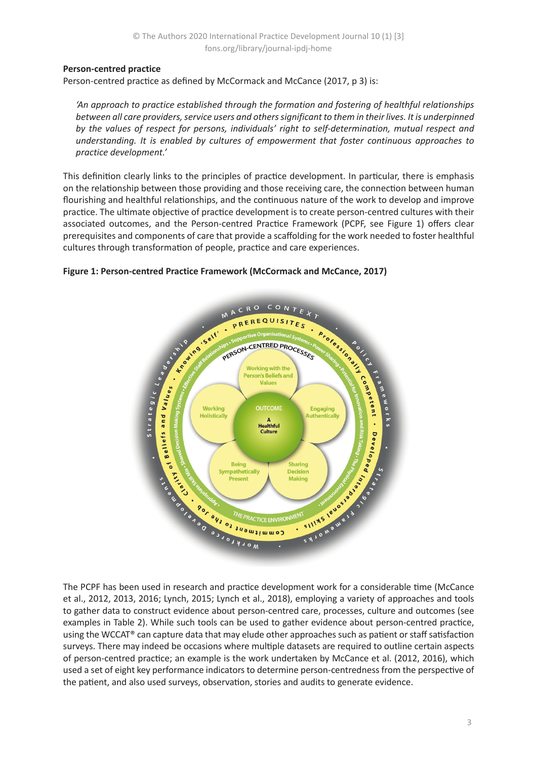**Person-centred practice**

Person-centred practice as defined by McCormack and McCance (2017, p 3) is:

*'An approach to practice established through the formation and fostering of healthful relationships between all care providers, service users and others significant to them in their lives. It is underpinned by the values of respect for persons, individuals' right to self-determination, mutual respect and understanding. It is enabled by cultures of empowerment that foster continuous approaches to practice development.'*

This definition clearly links to the principles of practice development. In particular, there is emphasis on the relationship between those providing and those receiving care, the connection between human flourishing and healthful relationships, and the continuous nature of the work to develop and improve practice. The ultimate objective of practice development is to create person-centred cultures with their associated outcomes, and the Person-centred Practice Framework (PCPF, see Figure 1) offers clear prerequisites and components of care that provide a scaffolding for the work needed to foster healthful cultures through transformation of people, practice and care experiences.

**Figure 1: Person-centred Practice Framework (McCormack and McCance, 2017)**

The PCPF has been used in research and practice development work for a considerable time (McCance et al., 2012, 2013, 2016; Lynch, 2015; Lynch et al., 2018), employing a variety of approaches and tools to gather data to construct evidence about person-centred care, processes, culture and outcomes (see examples in Table 2). While such tools can be used to gather evidence about person-centred practice, using the WCCAT® can capture data that may elude other approaches such as patient or staff satisfaction surveys. There may indeed be occasions where multiple datasets are required to outline certain aspects of person-centred practice; an example is the work undertaken by McCance et al. (2012, 2016), which used a set of eight key performance indicators to determine person-centredness from the perspective of the patient, and also used surveys, observation, stories and audits to generate evidence.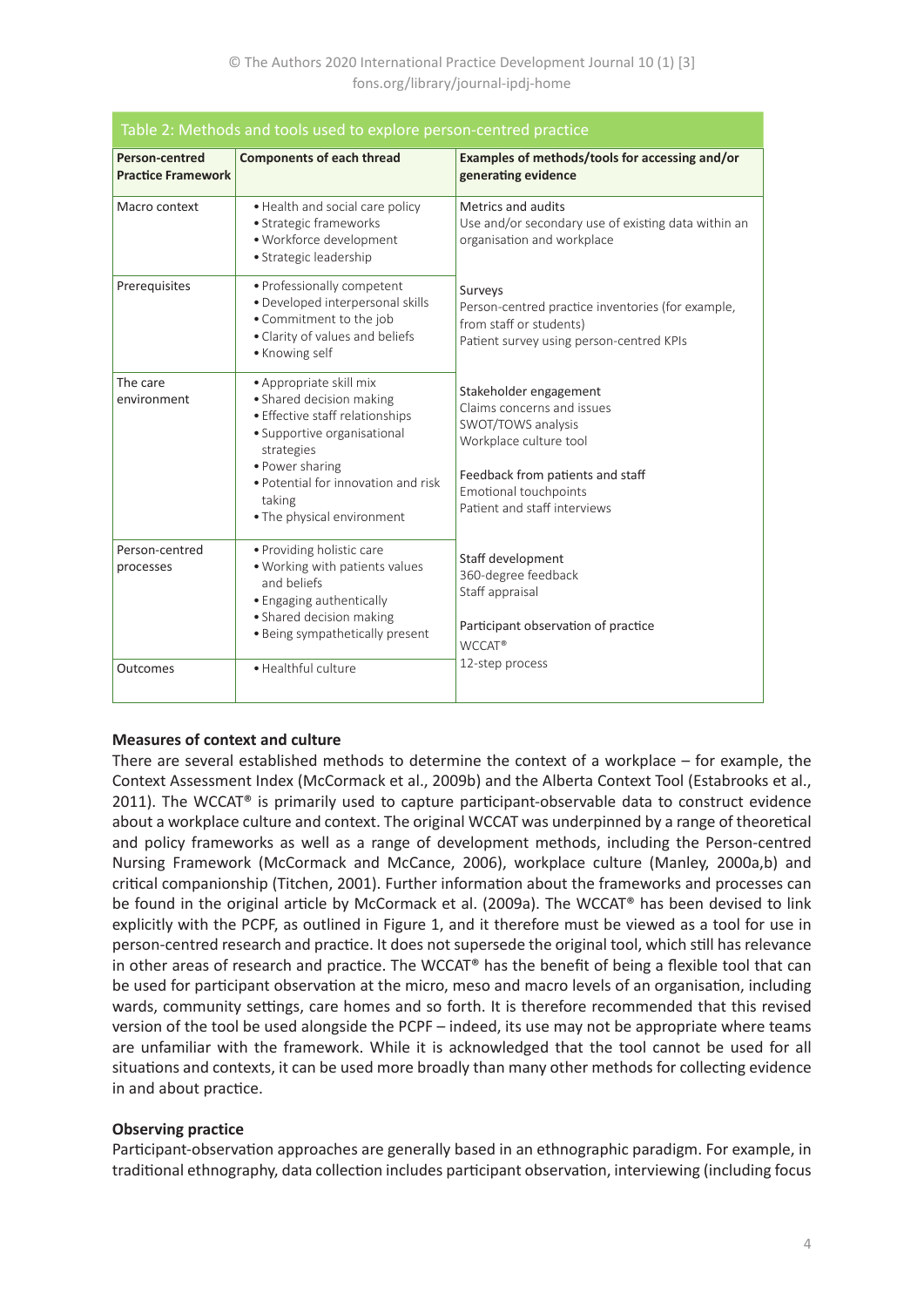Table 2: Methods and tools used to explore person-centred practice

| Person-centred Practice Framework | Components of each thread | Examples of methods/tools for accessing and/or generating evidence |
|---|---|---|
| Macro context | • Health and social care policy<br>• Strategic frameworks<br>• Workforce development<br>• Strategic leadership | Metrics and audits<br>Use and/or secondary use of existing data within an organisation and workplace |
| Prerequisites | • Professionally competent<br>• Developed interpersonal skills<br>• Commitment to the job<br>• Clarity of values and beliefs<br>• Knowing self | Surveys<br>Person-centred practice inventories (for example, from staff or students)<br>Patient survey using person-centred KPIs |
| The care environment | • Appropriate skill mix<br>• Shared decision making<br>• Effective staff relationships<br>• Supportive organisational strategies<br>• Power sharing<br>• Potential for innovation and risk taking<br>• The physical environment | Stakeholder engagement<br>Claims concerns and issues<br>SWOT/TOWS analysis<br>Workplace culture tool<br><br>Feedback from patients and staff<br>Emotional touchpoints<br>Patient and staff interviews |
| Person-centred processes | • Providing holistic care<br>• Working with patients values and beliefs<br>• Engaging authentically<br>• Shared decision making<br>• Being sympathetically present | Staff development<br>360-degree feedback<br>Staff appraisal<br><br>Participant observation of practice<br>WCCAT®<br>12-step process |
| Outcomes | • Healthful culture | |

### Measures of context and culture

There are several established methods to determine the context of a workplace – for example, the Context Assessment Index (McCormack et al., 2009b) and the Alberta Context Tool (Estabrooks et al., 2011). The WCCAT® is primarily used to capture participant-observable data to construct evidence about a workplace culture and context. The original WCCAT was underpinned by a range of theoretical and policy frameworks as well as a range of development methods, including the Person-centred Nursing Framework (McCormack and McCance, 2006), workplace culture (Manley, 2000a,b) and critical companionship (Titchen, 2001). Further information about the frameworks and processes can be found in the original article by McCormack et al. (2009a). The WCCAT® has been devised to link explicitly with the PCPF, as outlined in Figure 1, and it therefore must be viewed as a tool for use in person-centred research and practice. It does not supersede the original tool, which still has relevance in other areas of research and practice. The WCCAT® has the benefit of being a flexible tool that can be used for participant observation at the micro, meso and macro levels of an organisation, including wards, community settings, care homes and so forth. It is therefore recommended that this revised version of the tool be used alongside the PCPF – indeed, its use may not be appropriate where teams are unfamiliar with the framework. While it is acknowledged that the tool cannot be used for all situations and contexts, it can be used more broadly than many other methods for collecting evidence in and about practice.

### Observing practice

Participant-observation approaches are generally based in an ethnographic paradigm. For example, in traditional ethnography, data collection includes participant observation, interviewing (including focus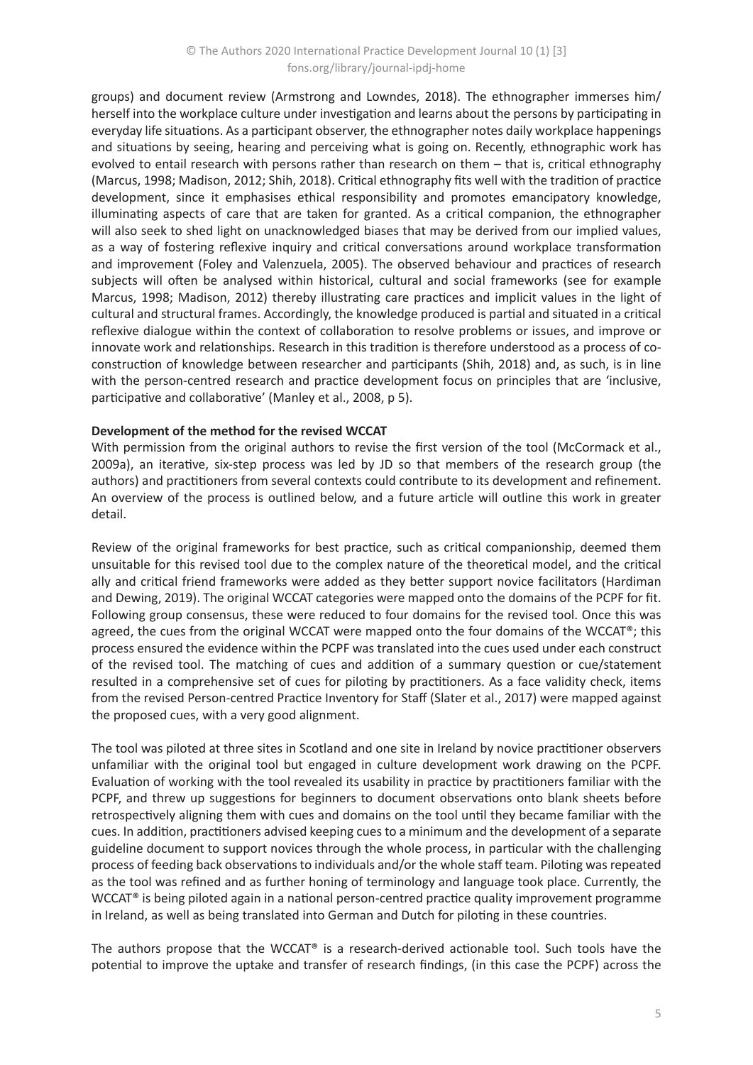groups) and document review (Armstrong and Lowndes, 2018). The ethnographer immerses him/herself into the workplace culture under investigation and learns about the persons by participating in everyday life situations. As a participant observer, the ethnographer notes daily workplace happenings and situations by seeing, hearing and perceiving what is going on. Recently, ethnographic work has evolved to entail research with persons rather than research on them – that is, critical ethnography (Marcus, 1998; Madison, 2012; Shih, 2018). Critical ethnography fits well with the tradition of practice development, since it emphasises ethical responsibility and promotes emancipatory knowledge, illuminating aspects of care that are taken for granted. As a critical companion, the ethnographer will also seek to shed light on unacknowledged biases that may be derived from our implied values, as a way of fostering reflexive inquiry and critical conversations around workplace transformation and improvement (Foley and Valenzuela, 2005). The observed behaviour and practices of research subjects will often be analysed within historical, cultural and social frameworks (see for example Marcus, 1998; Madison, 2012) thereby illustrating care practices and implicit values in the light of cultural and structural frames. Accordingly, the knowledge produced is partial and situated in a critical reflexive dialogue within the context of collaboration to resolve problems or issues, and improve or innovate work and relationships. Research in this tradition is therefore understood as a process of co-construction of knowledge between researcher and participants (Shih, 2018) and, as such, is in line with the person-centred research and practice development focus on principles that are 'inclusive, participative and collaborative' (Manley et al., 2008, p 5).

**Development of the method for the revised WCCAT**

With permission from the original authors to revise the first version of the tool (McCormack et al., 2009a), an iterative, six-step process was led by JD so that members of the research group (the authors) and practitioners from several contexts could contribute to its development and refinement. An overview of the process is outlined below, and a future article will outline this work in greater detail.

Review of the original frameworks for best practice, such as critical companionship, deemed them unsuitable for this revised tool due to the complex nature of the theoretical model, and the critical ally and critical friend frameworks were added as they better support novice facilitators (Hardiman and Dewing, 2019). The original WCCAT categories were mapped onto the domains of the PCPF for fit. Following group consensus, these were reduced to four domains for the revised tool. Once this was agreed, the cues from the original WCCAT were mapped onto the four domains of the WCCAT®; this process ensured the evidence within the PCPF was translated into the cues used under each construct of the revised tool. The matching of cues and addition of a summary question or cue/statement resulted in a comprehensive set of cues for piloting by practitioners. As a face validity check, items from the revised Person-centred Practice Inventory for Staff (Slater et al., 2017) were mapped against the proposed cues, with a very good alignment.

The tool was piloted at three sites in Scotland and one site in Ireland by novice practitioner observers unfamiliar with the original tool but engaged in culture development work drawing on the PCPF. Evaluation of working with the tool revealed its usability in practice by practitioners familiar with the PCPF, and threw up suggestions for beginners to document observations onto blank sheets before retrospectively aligning them with cues and domains on the tool until they became familiar with the cues. In addition, practitioners advised keeping cues to a minimum and the development of a separate guideline document to support novices through the whole process, in particular with the challenging process of feeding back observations to individuals and/or the whole staff team. Piloting was repeated as the tool was refined and as further honing of terminology and language took place. Currently, the WCCAT® is being piloted again in a national person-centred practice quality improvement programme in Ireland, as well as being translated into German and Dutch for piloting in these countries.

The authors propose that the WCCAT® is a research-derived actionable tool. Such tools have the potential to improve the uptake and transfer of research findings, (in this case the PCPF) across the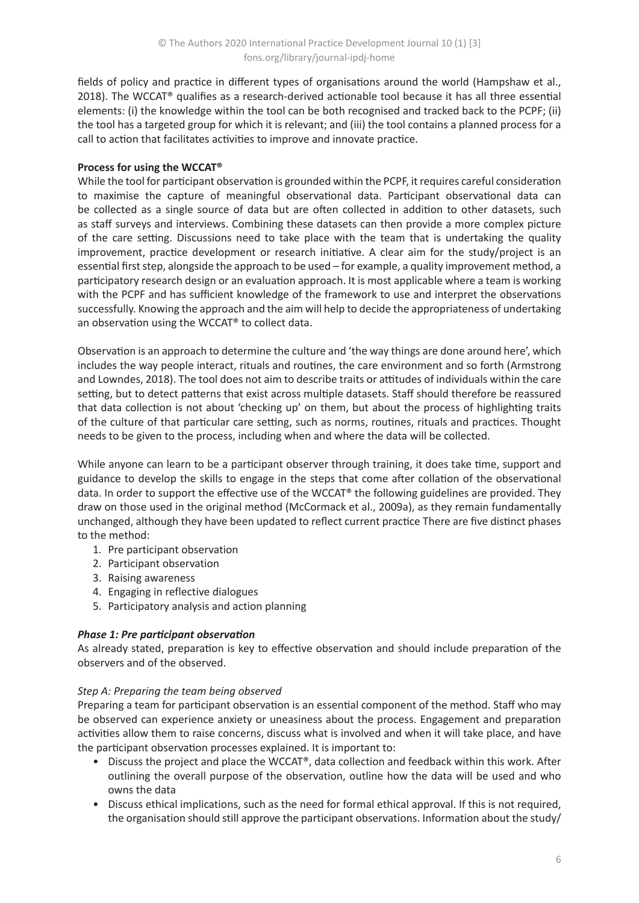fields of policy and practice in different types of organisations around the world (Hampshaw et al., 2018). The WCCAT® qualifies as a research-derived actionable tool because it has all three essential elements: (i) the knowledge within the tool can be both recognised and tracked back to the PCPF; (ii) the tool has a targeted group for which it is relevant; and (iii) the tool contains a planned process for a call to action that facilitates activities to improve and innovate practice.

**Process for using the WCCAT®**

While the tool for participant observation is grounded within the PCPF, it requires careful consideration to maximise the capture of meaningful observational data. Participant observational data can be collected as a single source of data but are often collected in addition to other datasets, such as staff surveys and interviews. Combining these datasets can then provide a more complex picture of the care setting. Discussions need to take place with the team that is undertaking the quality improvement, practice development or research initiative. A clear aim for the study/project is an essential first step, alongside the approach to be used – for example, a quality improvement method, a participatory research design or an evaluation approach. It is most applicable where a team is working with the PCPF and has sufficient knowledge of the framework to use and interpret the observations successfully. Knowing the approach and the aim will help to decide the appropriateness of undertaking an observation using the WCCAT® to collect data.

Observation is an approach to determine the culture and 'the way things are done around here', which includes the way people interact, rituals and routines, the care environment and so forth (Armstrong and Lowndes, 2018). The tool does not aim to describe traits or attitudes of individuals within the care setting, but to detect patterns that exist across multiple datasets. Staff should therefore be reassured that data collection is not about 'checking up' on them, but about the process of highlighting traits of the culture of that particular care setting, such as norms, routines, rituals and practices. Thought needs to be given to the process, including when and where the data will be collected.

While anyone can learn to be a participant observer through training, it does take time, support and guidance to develop the skills to engage in the steps that come after collation of the observational data. In order to support the effective use of the WCCAT® the following guidelines are provided. They draw on those used in the original method (McCormack et al., 2009a), as they remain fundamentally unchanged, although they have been updated to reflect current practice There are five distinct phases to the method:

1. Pre participant observation
2. Participant observation
3. Raising awareness
4. Engaging in reflective dialogues
5. Participatory analysis and action planning

***Phase 1: Pre participant observation***

As already stated, preparation is key to effective observation and should include preparation of the observers and of the observed.

*Step A: Preparing the team being observed*

Preparing a team for participant observation is an essential component of the method. Staff who may be observed can experience anxiety or uneasiness about the process. Engagement and preparation activities allow them to raise concerns, discuss what is involved and when it will take place, and have the participant observation processes explained. It is important to:

- Discuss the project and place the WCCAT®, data collection and feedback within this work. After outlining the overall purpose of the observation, outline how the data will be used and who owns the data
- Discuss ethical implications, such as the need for formal ethical approval. If this is not required, the organisation should still approve the participant observations. Information about the study/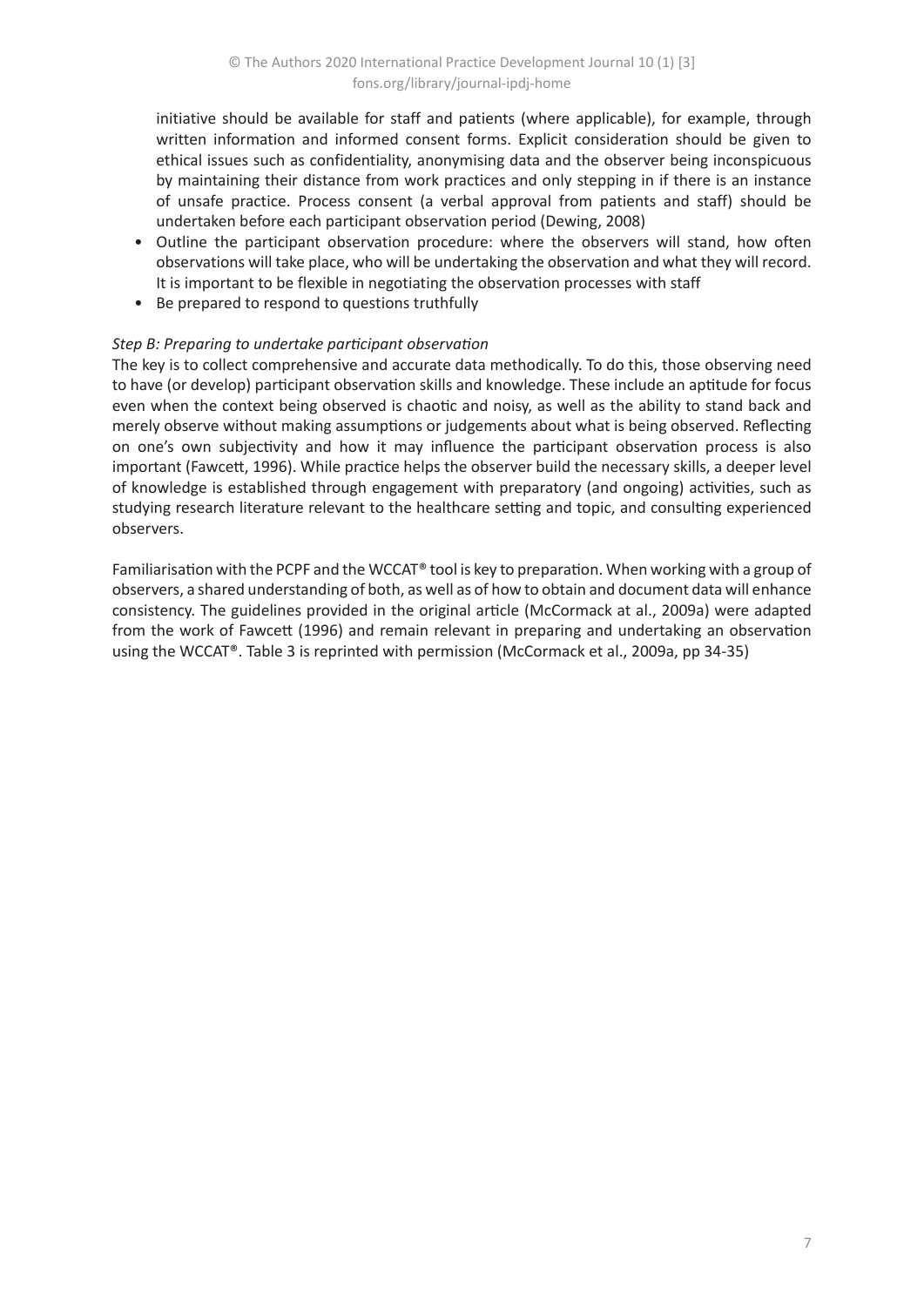initiative should be available for staff and patients (where applicable), for example, through written information and informed consent forms. Explicit consideration should be given to ethical issues such as confidentiality, anonymising data and the observer being inconspicuous by maintaining their distance from work practices and only stepping in if there is an instance of unsafe practice. Process consent (a verbal approval from patients and staff) should be undertaken before each participant observation period (Dewing, 2008)

- Outline the participant observation procedure: where the observers will stand, how often observations will take place, who will be undertaking the observation and what they will record. It is important to be flexible in negotiating the observation processes with staff
- Be prepared to respond to questions truthfully

*Step B: Preparing to undertake participant observation*

The key is to collect comprehensive and accurate data methodically. To do this, those observing need to have (or develop) participant observation skills and knowledge. These include an aptitude for focus even when the context being observed is chaotic and noisy, as well as the ability to stand back and merely observe without making assumptions or judgements about what is being observed. Reflecting on one's own subjectivity and how it may influence the participant observation process is also important (Fawcett, 1996). While practice helps the observer build the necessary skills, a deeper level of knowledge is established through engagement with preparatory (and ongoing) activities, such as studying research literature relevant to the healthcare setting and topic, and consulting experienced observers.

Familiarisation with the PCPF and the WCCAT® tool is key to preparation. When working with a group of observers, a shared understanding of both, as well as of how to obtain and document data will enhance consistency. The guidelines provided in the original article (McCormack at al., 2009a) were adapted from the work of Fawcett (1996) and remain relevant in preparing and undertaking an observation using the WCCAT®. Table 3 is reprinted with permission (McCormack et al., 2009a, pp 34-35)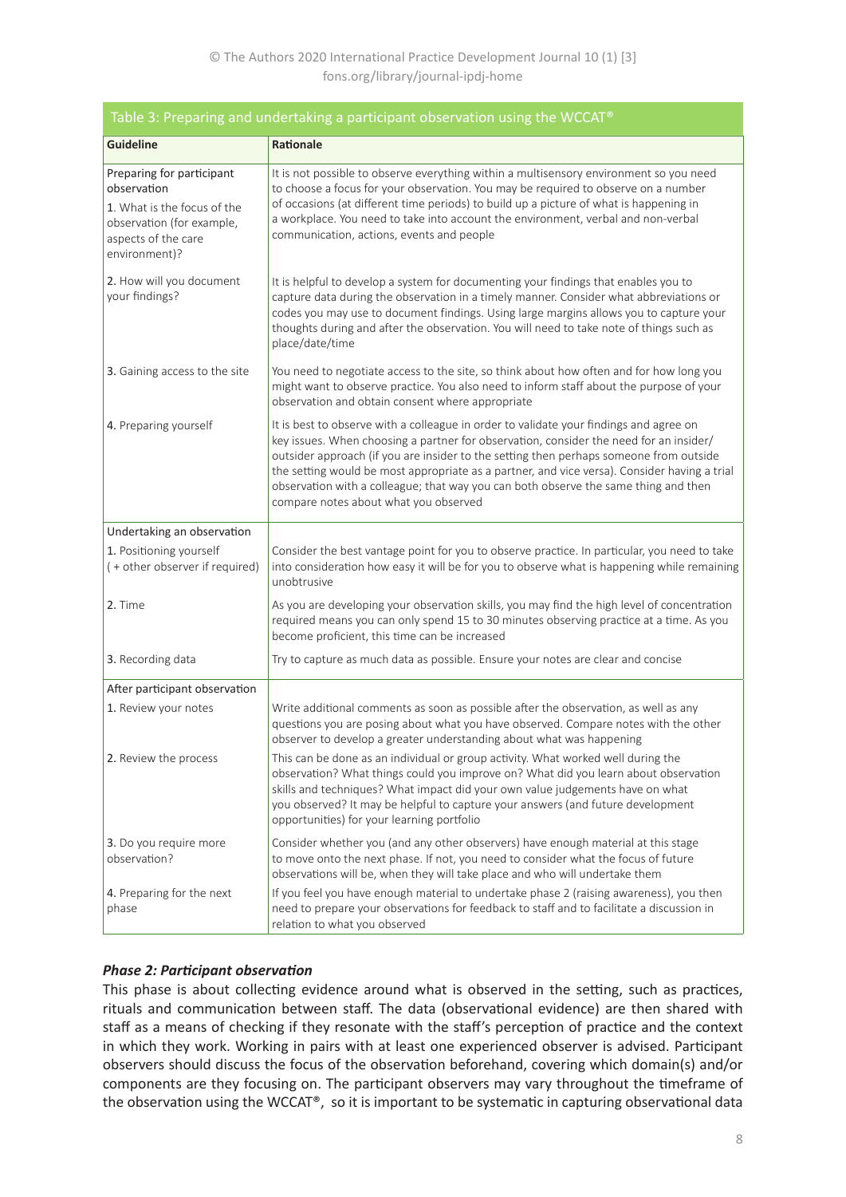Table 3: Preparing and undertaking a participant observation using the WCCAT®

| Guideline | Rationale |
|---|---|
| Preparing for participant observation | |
| 1. What is the focus of the observation (for example, aspects of the care environment)? | It is not possible to observe everything within a multisensory environment so you need to choose a focus for your observation. You may be required to observe on a number of occasions (at different time periods) to build up a picture of what is happening in a workplace. You need to take into account the environment, verbal and non-verbal communication, actions, events and people |
| 2. How will you document your findings? | It is helpful to develop a system for documenting your findings that enables you to capture data during the observation in a timely manner. Consider what abbreviations or codes you may use to document findings. Using large margins allows you to capture your thoughts during and after the observation. You will need to take note of things such as place/date/time |
| 3. Gaining access to the site | You need to negotiate access to the site, so think about how often and for how long you might want to observe practice. You also need to inform staff about the purpose of your observation and obtain consent where appropriate |
| 4. Preparing yourself | It is best to observe with a colleague in order to validate your findings and agree on key issues. When choosing a partner for observation, consider the need for an insider/outsider approach (if you are insider to the setting then perhaps someone from outside the setting would be most appropriate as a partner, and vice versa). Consider having a trial observation with a colleague; that way you can both observe the same thing and then compare notes about what you observed |
| Undertaking an observation | |
| 1. Positioning yourself (+ other observer if required) | Consider the best vantage point for you to observe practice. In particular, you need to take into consideration how easy it will be for you to observe what is happening while remaining unobtrusive |
| 2. Time | As you are developing your observation skills, you may find the high level of concentration required means you can only spend 15 to 30 minutes observing practice at a time. As you become proficient, this time can be increased |
| 3. Recording data | Try to capture as much data as possible. Ensure your notes are clear and concise |
| After participant observation | |
| 1. Review your notes | Write additional comments as soon as possible after the observation, as well as any questions you are posing about what you have observed. Compare notes with the other observer to develop a greater understanding about what was happening |
| 2. Review the process | This can be done as an individual or group activity. What worked well during the observation? What things could you improve on? What did you learn about observation skills and techniques? What impact did your own value judgements have on what you observed? It may be helpful to capture your answers (and future development opportunities) for your learning portfolio |
| 3. Do you require more observation? | Consider whether you (and any other observers) have enough material at this stage to move onto the next phase. If not, you need to consider what the focus of future observations will be, when they will take place and who will undertake them |
| 4. Preparing for the next phase | If you feel you have enough material to undertake phase 2 (raising awareness), you then need to prepare your observations for feedback to staff and to facilitate a discussion in relation to what you observed |

***Phase 2: Participant observation***

This phase is about collecting evidence around what is observed in the setting, such as practices, rituals and communication between staff. The data (observational evidence) are then shared with staff as a means of checking if they resonate with the staff's perception of practice and the context in which they work. Working in pairs with at least one experienced observer is advised. Participant observers should discuss the focus of the observation beforehand, covering which domain(s) and/or components are they focusing on. The participant observers may vary throughout the timeframe of the observation using the WCCAT®, so it is important to be systematic in capturing observational data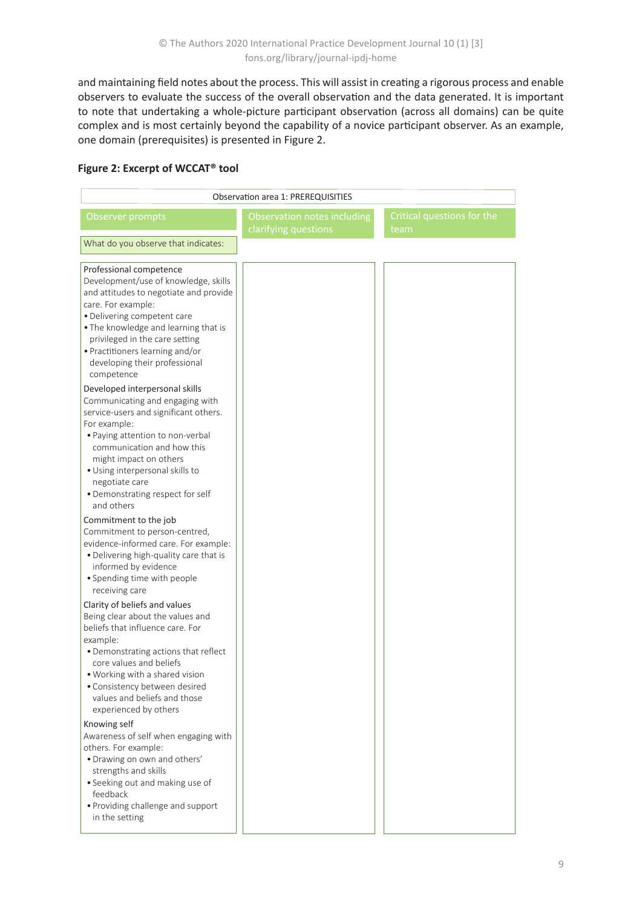and maintaining field notes about the process. This will assist in creating a rigorous process and enable observers to evaluate the success of the overall observation and the data generated. It is important to note that undertaking a whole-picture participant observation (across all domains) can be quite complex and is most certainly beyond the capability of a novice participant observer. As an example, one domain (prerequisites) is presented in Figure 2.

**Figure 2: Excerpt of WCCAT® tool**

| Observation area 1: PREREQUISITES | | |
|---|---|---|
| Observer prompts | Observation notes including clarifying questions | Critical questions for the team |
| What do you observe that indicates: | | |
| **Professional competence**<br>Development/use of knowledge, skills and attitudes to negotiate and provide care. For example:<br>• Delivering competent care<br>• The knowledge and learning that is privileged in the care setting<br>• Practitioners learning and/or developing their professional competence<br><br>**Developed interpersonal skills**<br>Communicating and engaging with service-users and significant others. For example:<br>• Paying attention to non-verbal communication and how this might impact on others<br>• Using interpersonal skills to negotiate care<br>• Demonstrating respect for self and others<br><br>**Commitment to the job**<br>Commitment to person-centred, evidence-informed care. For example:<br>• Delivering high-quality care that is informed by evidence<br>• Spending time with people receiving care<br><br>**Clarity of beliefs and values**<br>Being clear about the values and beliefs that influence care. For example:<br>• Demonstrating actions that reflect core values and beliefs<br>• Working with a shared vision<br>• Consistency between desired values and beliefs and those experienced by others<br><br>**Knowing self**<br>Awareness of self when engaging with others. For example:<br>• Drawing on own and others' strengths and skills<br>• Seeking out and making use of feedback<br>• Providing challenge and support in the setting | | |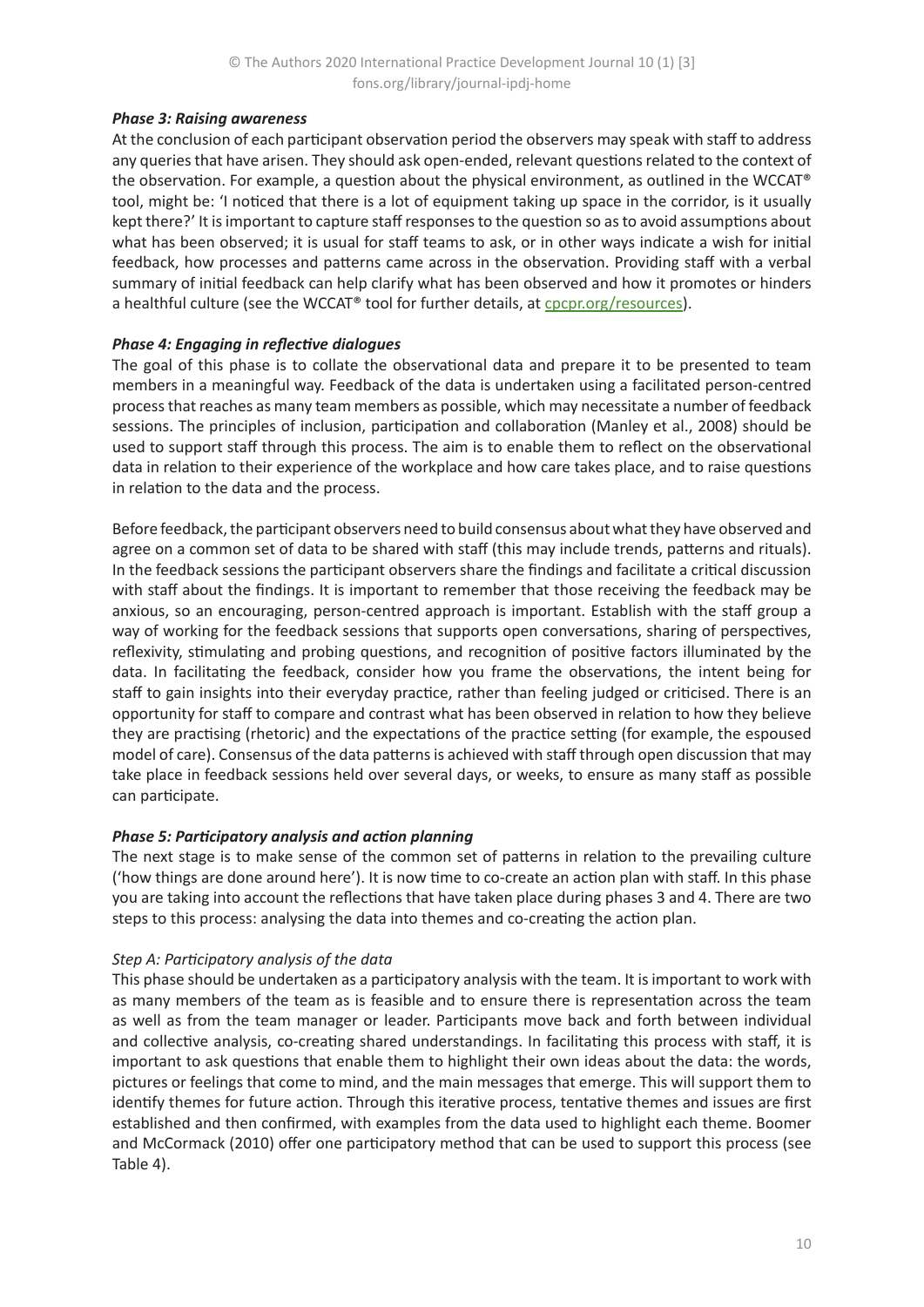### *Phase 3: Raising awareness*

At the conclusion of each participant observation period the observers may speak with staff to address any queries that have arisen. They should ask open-ended, relevant questions related to the context of the observation. For example, a question about the physical environment, as outlined in the WCCAT® tool, might be: 'I noticed that there is a lot of equipment taking up space in the corridor, is it usually kept there?' It is important to capture staff responses to the question so as to avoid assumptions about what has been observed; it is usual for staff teams to ask, or in other ways indicate a wish for initial feedback, how processes and patterns came across in the observation. Providing staff with a verbal summary of initial feedback can help clarify what has been observed and how it promotes or hinders a healthful culture (see the WCCAT® tool for further details, at cpcpr.org/resources).

### *Phase 4: Engaging in reflective dialogues*

The goal of this phase is to collate the observational data and prepare it to be presented to team members in a meaningful way. Feedback of the data is undertaken using a facilitated person-centred process that reaches as many team members as possible, which may necessitate a number of feedback sessions. The principles of inclusion, participation and collaboration (Manley et al., 2008) should be used to support staff through this process. The aim is to enable them to reflect on the observational data in relation to their experience of the workplace and how care takes place, and to raise questions in relation to the data and the process.

Before feedback, the participant observers need to build consensus about what they have observed and agree on a common set of data to be shared with staff (this may include trends, patterns and rituals). In the feedback sessions the participant observers share the findings and facilitate a critical discussion with staff about the findings. It is important to remember that those receiving the feedback may be anxious, so an encouraging, person-centred approach is important. Establish with the staff group a way of working for the feedback sessions that supports open conversations, sharing of perspectives, reflexivity, stimulating and probing questions, and recognition of positive factors illuminated by the data. In facilitating the feedback, consider how you frame the observations, the intent being for staff to gain insights into their everyday practice, rather than feeling judged or criticised. There is an opportunity for staff to compare and contrast what has been observed in relation to how they believe they are practising (rhetoric) and the expectations of the practice setting (for example, the espoused model of care). Consensus of the data patterns is achieved with staff through open discussion that may take place in feedback sessions held over several days, or weeks, to ensure as many staff as possible can participate.

### *Phase 5: Participatory analysis and action planning*

The next stage is to make sense of the common set of patterns in relation to the prevailing culture ('how things are done around here'). It is now time to co-create an action plan with staff. In this phase you are taking into account the reflections that have taken place during phases 3 and 4. There are two steps to this process: analysing the data into themes and co-creating the action plan.

*Step A: Participatory analysis of the data*

This phase should be undertaken as a participatory analysis with the team. It is important to work with as many members of the team as is feasible and to ensure there is representation across the team as well as from the team manager or leader. Participants move back and forth between individual and collective analysis, co-creating shared understandings. In facilitating this process with staff, it is important to ask questions that enable them to highlight their own ideas about the data: the words, pictures or feelings that come to mind, and the main messages that emerge. This will support them to identify themes for future action. Through this iterative process, tentative themes and issues are first established and then confirmed, with examples from the data used to highlight each theme. Boomer and McCormack (2010) offer one participatory method that can be used to support this process (see Table 4).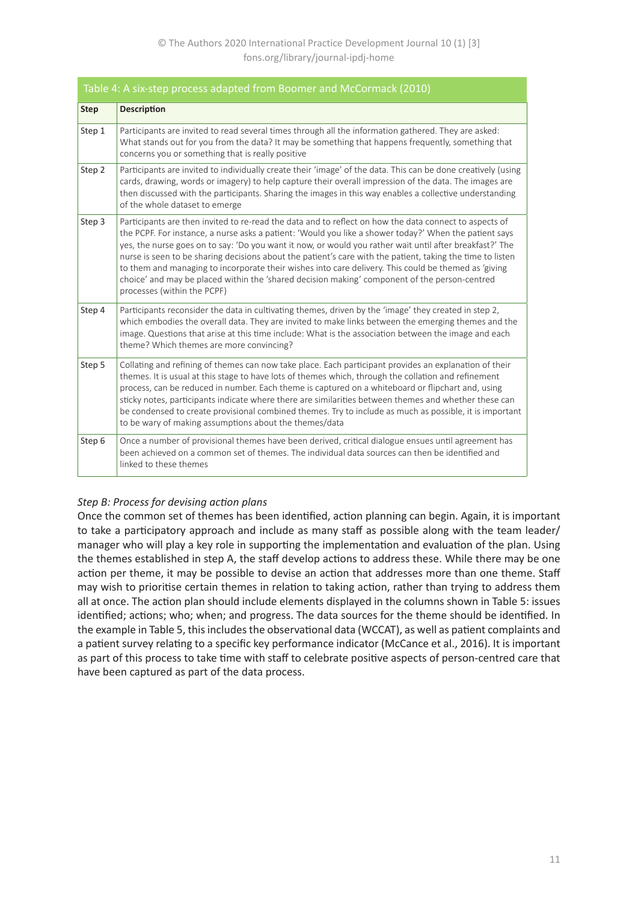Table 4: A six-step process adapted from Boomer and McCormack (2010)

| Step | Description |
|---|---|
| Step 1 | Participants are invited to read several times through all the information gathered. They are asked: What stands out for you from the data? It may be something that happens frequently, something that concerns you or something that is really positive |
| Step 2 | Participants are invited to individually create their 'image' of the data. This can be done creatively (using cards, drawing, words or imagery) to help capture their overall impression of the data. The images are then discussed with the participants. Sharing the images in this way enables a collective understanding of the whole dataset to emerge |
| Step 3 | Participants are then invited to re-read the data and to reflect on how the data connect to aspects of the PCPF. For instance, a nurse asks a patient: 'Would you like a shower today?' When the patient says yes, the nurse goes on to say: 'Do you want it now, or would you rather wait until after breakfast?' The nurse is seen to be sharing decisions about the patient's care with the patient, taking the time to listen to them and managing to incorporate their wishes into care delivery. This could be themed as 'giving choice' and may be placed within the 'shared decision making' component of the person-centred processes (within the PCPF) |
| Step 4 | Participants reconsider the data in cultivating themes, driven by the 'image' they created in step 2, which embodies the overall data. They are invited to make links between the emerging themes and the image. Questions that arise at this time include: What is the association between the image and each theme? Which themes are more convincing? |
| Step 5 | Collating and refining of themes can now take place. Each participant provides an explanation of their themes. It is usual at this stage to have lots of themes which, through the collation and refinement process, can be reduced in number. Each theme is captured on a whiteboard or flipchart and, using sticky notes, participants indicate where there are similarities between themes and whether these can be condensed to create provisional combined themes. Try to include as much as possible, it is important to be wary of making assumptions about the themes/data |
| Step 6 | Once a number of provisional themes have been derived, critical dialogue ensues until agreement has been achieved on a common set of themes. The individual data sources can then be identified and linked to these themes |

*Step B: Process for devising action plans*

Once the common set of themes has been identified, action planning can begin. Again, it is important to take a participatory approach and include as many staff as possible along with the team leader/manager who will play a key role in supporting the implementation and evaluation of the plan. Using the themes established in step A, the staff develop actions to address these. While there may be one action per theme, it may be possible to devise an action that addresses more than one theme. Staff may wish to prioritise certain themes in relation to taking action, rather than trying to address them all at once. The action plan should include elements displayed in the columns shown in Table 5: issues identified; actions; who; when; and progress. The data sources for the theme should be identified. In the example in Table 5, this includes the observational data (WCCAT), as well as patient complaints and a patient survey relating to a specific key performance indicator (McCance et al., 2016). It is important as part of this process to take time with staff to celebrate positive aspects of person-centred care that have been captured as part of the data process.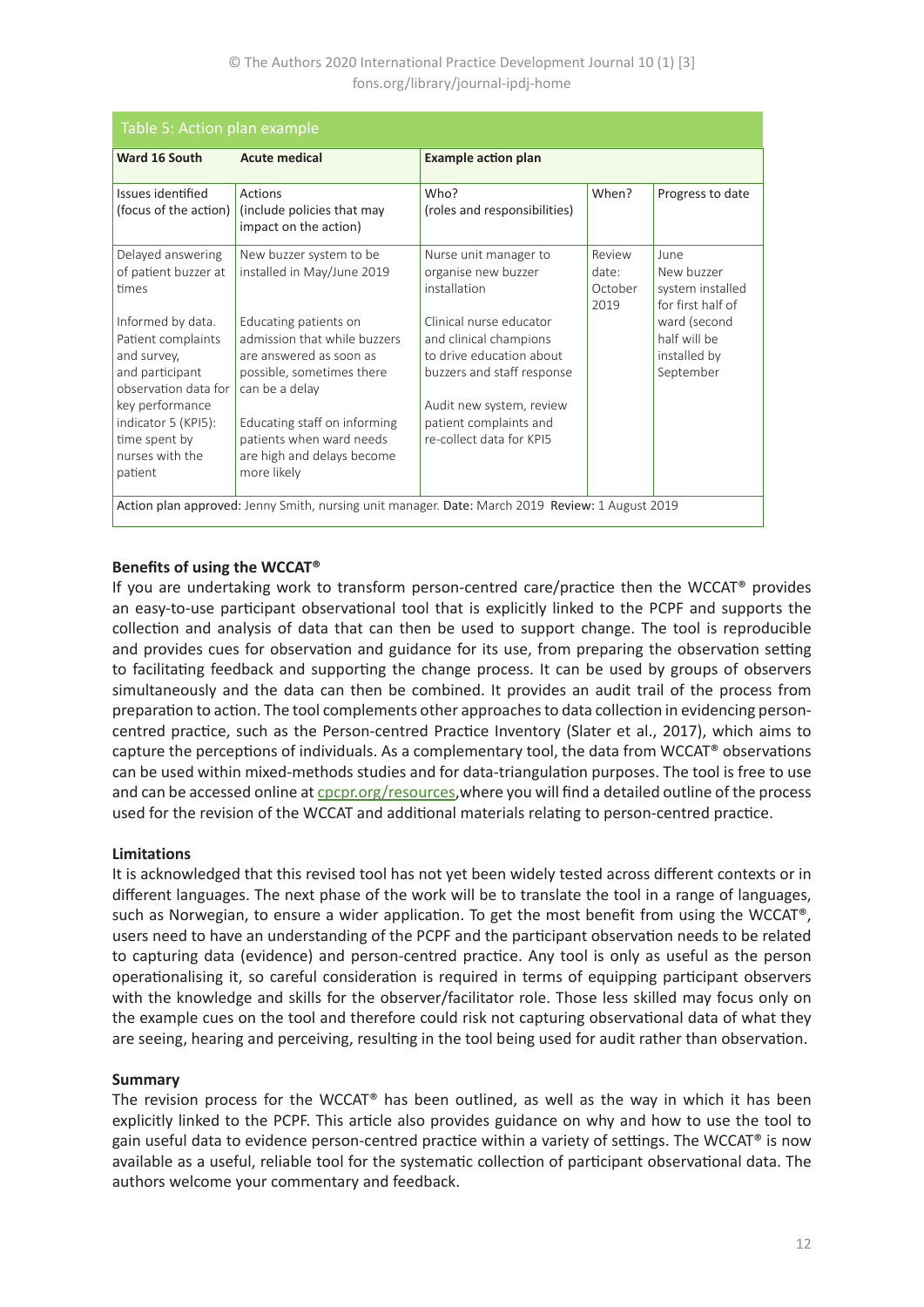**Table 5: Action plan example**

| Ward 16 South | Acute medical | Example action plan | | |
|---|---|---|---|---|
| Issues identified (focus of the action) | Actions (include policies that may impact on the action) | Who? (roles and responsibilities) | When? | Progress to date |
| Delayed answering of patient buzzer at times<br><br>Informed by data. Patient complaints and survey, and participant observation data for key performance indicator 5 (KPI5): time spent by nurses with the patient | New buzzer system to be installed in May/June 2019<br><br>Educating patients on admission that while buzzers are answered as soon as possible, sometimes there can be a delay<br><br>Educating staff on informing patients when ward needs are high and delays become more likely | Nurse unit manager to organise new buzzer installation<br><br>Clinical nurse educator and clinical champions to drive education about buzzers and staff response<br><br>Audit new system, review patient complaints and re-collect data for KPI5 | Review date: October 2019 | June<br>New buzzer system installed for first half of ward (second half will be installed by September |
| **Action plan approved:** Jenny Smith, nursing unit manager. **Date:** March 2019 **Review:** 1 August 2019 | | | | |

**Benefits of using the WCCAT®**

If you are undertaking work to transform person-centred care/practice then the WCCAT® provides an easy-to-use participant observational tool that is explicitly linked to the PCPF and supports the collection and analysis of data that can then be used to support change. The tool is reproducible and provides cues for observation and guidance for its use, from preparing the observation setting to facilitating feedback and supporting the change process. It can be used by groups of observers simultaneously and the data can then be combined. It provides an audit trail of the process from preparation to action. The tool complements other approaches to data collection in evidencing person-centred practice, such as the Person-centred Practice Inventory (Slater et al., 2017), which aims to capture the perceptions of individuals. As a complementary tool, the data from WCCAT® observations can be used within mixed-methods studies and for data-triangulation purposes. The tool is free to use and can be accessed online at cpcpr.org/resources,where you will find a detailed outline of the process used for the revision of the WCCAT and additional materials relating to person-centred practice.

**Limitations**

It is acknowledged that this revised tool has not yet been widely tested across different contexts or in different languages. The next phase of the work will be to translate the tool in a range of languages, such as Norwegian, to ensure a wider application. To get the most benefit from using the WCCAT®, users need to have an understanding of the PCPF and the participant observation needs to be related to capturing data (evidence) and person-centred practice. Any tool is only as useful as the person operationalising it, so careful consideration is required in terms of equipping participant observers with the knowledge and skills for the observer/facilitator role. Those less skilled may focus only on the example cues on the tool and therefore could risk not capturing observational data of what they are seeing, hearing and perceiving, resulting in the tool being used for audit rather than observation.

**Summary**

The revision process for the WCCAT® has been outlined, as well as the way in which it has been explicitly linked to the PCPF. This article also provides guidance on why and how to use the tool to gain useful data to evidence person-centred practice within a variety of settings. The WCCAT® is now available as a useful, reliable tool for the systematic collection of participant observational data. The authors welcome your commentary and feedback.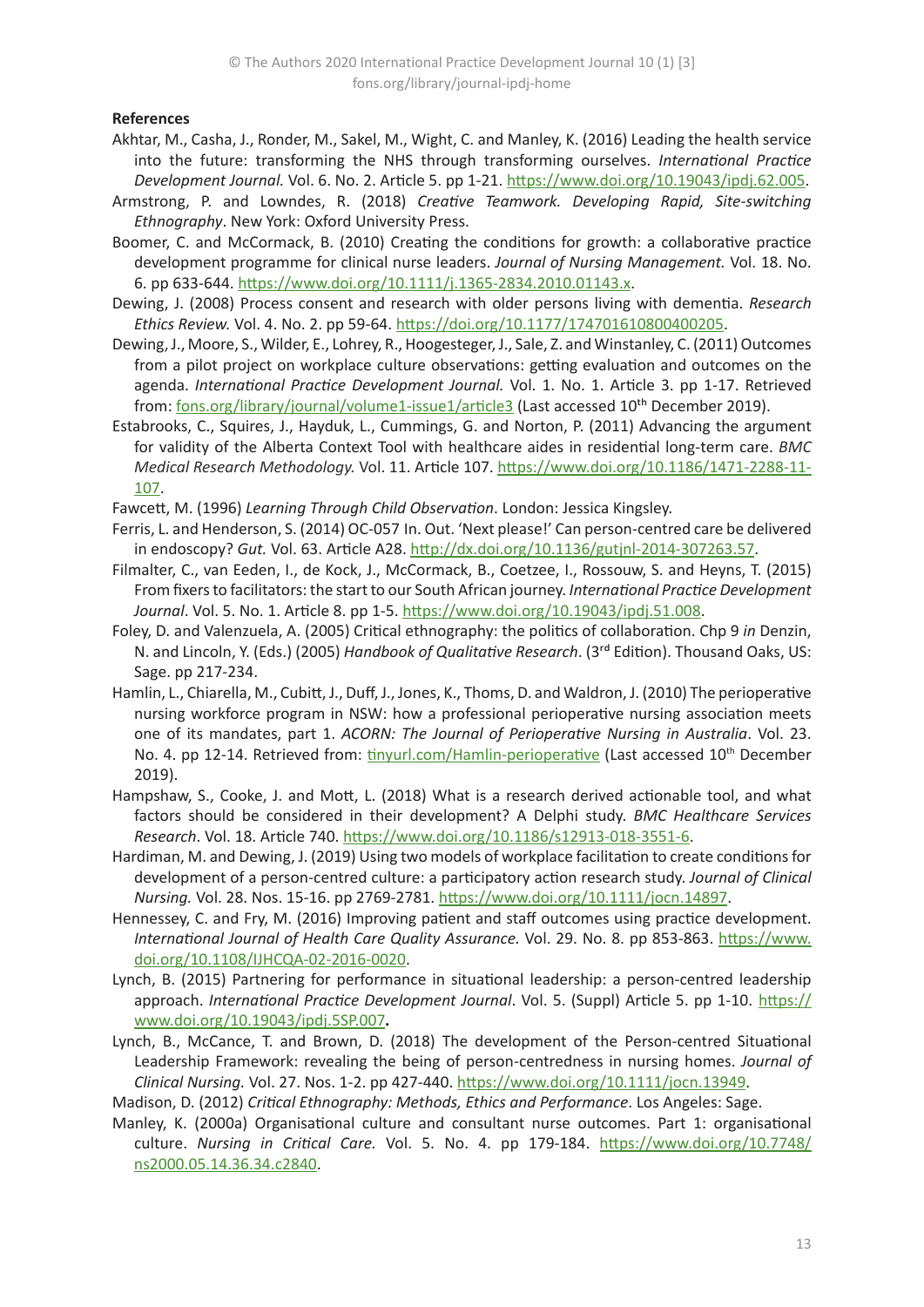**References**

Akhtar, M., Casha, J., Ronder, M., Sakel, M., Wight, C. and Manley, K. (2016) Leading the health service into the future: transforming the NHS through transforming ourselves. *International Practice Development Journal.* Vol. 6. No. 2. Article 5. pp 1-21. https://www.doi.org/10.19043/ipdj.62.005.

Armstrong, P. and Lowndes, R. (2018) *Creative Teamwork. Developing Rapid, Site-switching Ethnography*. New York: Oxford University Press.

Boomer, C. and McCormack, B. (2010) Creating the conditions for growth: a collaborative practice development programme for clinical nurse leaders. *Journal of Nursing Management.* Vol. 18. No. 6. pp 633-644. https://www.doi.org/10.1111/j.1365-2834.2010.01143.x.

Dewing, J. (2008) Process consent and research with older persons living with dementia. *Research Ethics Review.* Vol. 4. No. 2. pp 59-64. https://doi.org/10.1177/174701610800400205.

Dewing, J., Moore, S., Wilder, E., Lohrey, R., Hoogesteger, J., Sale, Z. and Winstanley, C. (2011) Outcomes from a pilot project on workplace culture observations: getting evaluation and outcomes on the agenda. *International Practice Development Journal.* Vol. 1. No. 1. Article 3. pp 1-17. Retrieved from: fons.org/library/journal/volume1-issue1/article3 (Last accessed 10th December 2019).

Estabrooks, C., Squires, J., Hayduk, L., Cummings, G. and Norton, P. (2011) Advancing the argument for validity of the Alberta Context Tool with healthcare aides in residential long-term care. *BMC Medical Research Methodology.* Vol. 11. Article 107. https://www.doi.org/10.1186/1471-2288-11-107.

Fawcett, M. (1996) *Learning Through Child Observation*. London: Jessica Kingsley.

Ferris, L. and Henderson, S. (2014) OC-057 In. Out. 'Next please!' Can person-centred care be delivered in endoscopy? *Gut.* Vol. 63. Article A28. http://dx.doi.org/10.1136/gutjnl-2014-307263.57.

Filmalter, C., van Eeden, I., de Kock, J., McCormack, B., Coetzee, I., Rossouw, S. and Heyns, T. (2015) From fixers to facilitators: the start to our South African journey. *International Practice Development Journal*. Vol. 5. No. 1. Article 8. pp 1-5. https://www.doi.org/10.19043/ipdj.51.008.

Foley, D. and Valenzuela, A. (2005) Critical ethnography: the politics of collaboration. Chp 9 *in* Denzin, N. and Lincoln, Y. (Eds.) (2005) *Handbook of Qualitative Research*. (3rd Edition). Thousand Oaks, US: Sage. pp 217-234.

Hamlin, L., Chiarella, M., Cubitt, J., Duff, J., Jones, K., Thoms, D. and Waldron, J. (2010) The perioperative nursing workforce program in NSW: how a professional perioperative nursing association meets one of its mandates, part 1. *ACORN: The Journal of Perioperative Nursing in Australia*. Vol. 23. No. 4. pp 12-14. Retrieved from: tinyurl.com/Hamlin-perioperative (Last accessed 10th December 2019).

Hampshaw, S., Cooke, J. and Mott, L. (2018) What is a research derived actionable tool, and what factors should be considered in their development? A Delphi study. *BMC Healthcare Services Research*. Vol. 18. Article 740. https://www.doi.org/10.1186/s12913-018-3551-6.

Hardiman, M. and Dewing, J. (2019) Using two models of workplace facilitation to create conditions for development of a person-centred culture: a participatory action research study. *Journal of Clinical Nursing.* Vol. 28. Nos. 15-16. pp 2769-2781. https://www.doi.org/10.1111/jocn.14897.

Hennessey, C. and Fry, M. (2016) Improving patient and staff outcomes using practice development. *International Journal of Health Care Quality Assurance.* Vol. 29. No. 8. pp 853-863. https://www.doi.org/10.1108/IJHCQA-02-2016-0020.

Lynch, B. (2015) Partnering for performance in situational leadership: a person-centred leadership approach. *International Practice Development Journal*. Vol. 5. (Suppl) Article 5. pp 1-10. https://www.doi.org/10.19043/ipdj.5SP.007**.**

Lynch, B., McCance, T. and Brown, D. (2018) The development of the Person-centred Situational Leadership Framework: revealing the being of person-centredness in nursing homes. *Journal of Clinical Nursing.* Vol. 27. Nos. 1-2. pp 427-440. https://www.doi.org/10.1111/jocn.13949.

Madison, D. (2012) *Critical Ethnography: Methods, Ethics and Performance*. Los Angeles: Sage.

Manley, K. (2000a) Organisational culture and consultant nurse outcomes. Part 1: organisational culture. *Nursing in Critical Care.* Vol. 5. No. 4. pp 179-184. https://www.doi.org/10.7748/ns2000.05.14.36.34.c2840.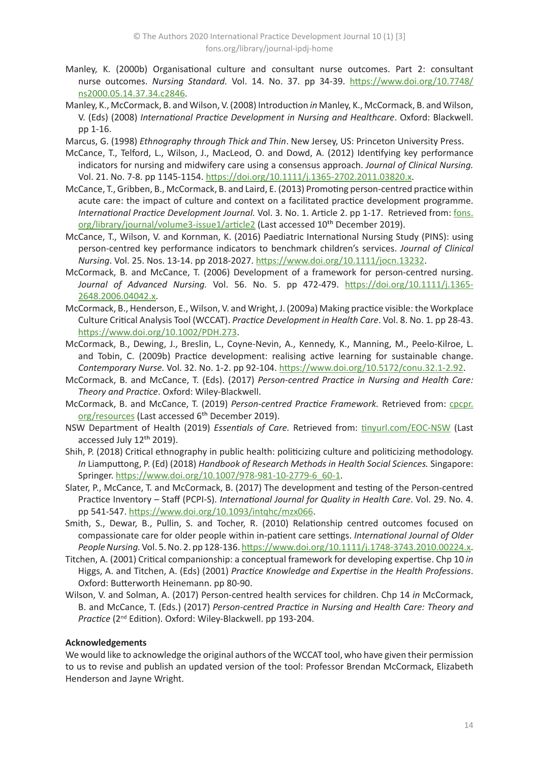Manley, K. (2000b) Organisational culture and consultant nurse outcomes. Part 2: consultant nurse outcomes. *Nursing Standard.* Vol. 14. No. 37. pp 34-39. https://www.doi.org/10.7748/ns2000.05.14.37.34.c2846.

Manley, K., McCormack, B. and Wilson, V. (2008) Introduction *in* Manley, K., McCormack, B. and Wilson, V. (Eds) (2008) *International Practice Development in Nursing and Healthcare*. Oxford: Blackwell. pp 1-16.

Marcus, G. (1998) *Ethnography through Thick and Thin*. New Jersey, US: Princeton University Press.

McCance, T., Telford, L., Wilson, J., MacLeod, O. and Dowd, A. (2012) Identifying key performance indicators for nursing and midwifery care using a consensus approach. *Journal of Clinical Nursing.* Vol. 21. No. 7-8. pp 1145-1154. https://doi.org/10.1111/j.1365-2702.2011.03820.x.

McCance, T., Gribben, B., McCormack, B. and Laird, E. (2013) Promoting person-centred practice within acute care: the impact of culture and context on a facilitated practice development programme. *International Practice Development Journal.* Vol. 3. No. 1. Article 2. pp 1-17. Retrieved from: fons.org/library/journal/volume3-issue1/article2 (Last accessed 10th December 2019).

McCance, T., Wilson, V. and Kornman, K. (2016) Paediatric International Nursing Study (PINS): using person-centred key performance indicators to benchmark children's services. *Journal of Clinical Nursing*. Vol. 25. Nos. 13-14. pp 2018-2027. https://www.doi.org/10.1111/jocn.13232.

McCormack, B. and McCance, T. (2006) Development of a framework for person-centred nursing. *Journal of Advanced Nursing.* Vol. 56. No. 5. pp 472-479. https://doi.org/10.1111/j.1365-2648.2006.04042.x.

McCormack, B., Henderson, E., Wilson, V. and Wright, J. (2009a) Making practice visible: the Workplace Culture Critical Analysis Tool (WCCAT). *Practice Development in Health Care*. Vol. 8. No. 1. pp 28-43. https://www.doi.org/10.1002/PDH.273.

McCormack, B., Dewing, J., Breslin, L., Coyne-Nevin, A., Kennedy, K., Manning, M., Peelo-Kilroe, L. and Tobin, C. (2009b) Practice development: realising active learning for sustainable change. *Contemporary Nurse.* Vol. 32. No. 1-2. pp 92-104. https://www.doi.org/10.5172/conu.32.1-2.92.

McCormack, B. and McCance, T. (Eds). (2017) *Person-centred Practice in Nursing and Health Care: Theory and Practice*. Oxford: Wiley-Blackwell.

McCormack, B. and McCance, T. (2019) *Person-centred Practice Framework.* Retrieved from: cpcpr.org/resources (Last accessed 6th December 2019).

NSW Department of Health (2019) *Essentials of Care.* Retrieved from: tinyurl.com/EOC-NSW (Last accessed July 12th 2019).

Shih, P. (2018) Critical ethnography in public health: politicizing culture and politicizing methodology. *In* Liamputtong, P. (Ed) (2018) *Handbook of Research Methods in Health Social Sciences.* Singapore: Springer. https://www.doi.org/10.1007/978-981-10-2779-6_60-1.

Slater, P., McCance, T. and McCormack, B. (2017) The development and testing of the Person-centred Practice Inventory – Staff (PCPI-S). *International Journal for Quality in Health Care*. Vol. 29. No. 4. pp 541-547. https://www.doi.org/10.1093/intqhc/mzx066.

Smith, S., Dewar, B., Pullin, S. and Tocher, R. (2010) Relationship centred outcomes focused on compassionate care for older people within in-patient care settings. *International Journal of Older People Nursing.* Vol. 5. No. 2. pp 128-136. https://www.doi.org/10.1111/j.1748-3743.2010.00224.x.

Titchen, A. (2001) Critical companionship: a conceptual framework for developing expertise. Chp 10 *in* Higgs, A. and Titchen, A. (Eds) (2001) *Practice Knowledge and Expertise in the Health Professions*. Oxford: Butterworth Heinemann. pp 80-90.

Wilson, V. and Solman, A. (2017) Person-centred health services for children. Chp 14 *in* McCormack, B. and McCance, T. (Eds.) (2017) *Person-centred Practice in Nursing and Health Care: Theory and Practice* (2nd Edition). Oxford: Wiley-Blackwell. pp 193-204.

**Acknowledgements**

We would like to acknowledge the original authors of the WCCAT tool, who have given their permission to us to revise and publish an updated version of the tool: Professor Brendan McCormack, Elizabeth Henderson and Jayne Wright.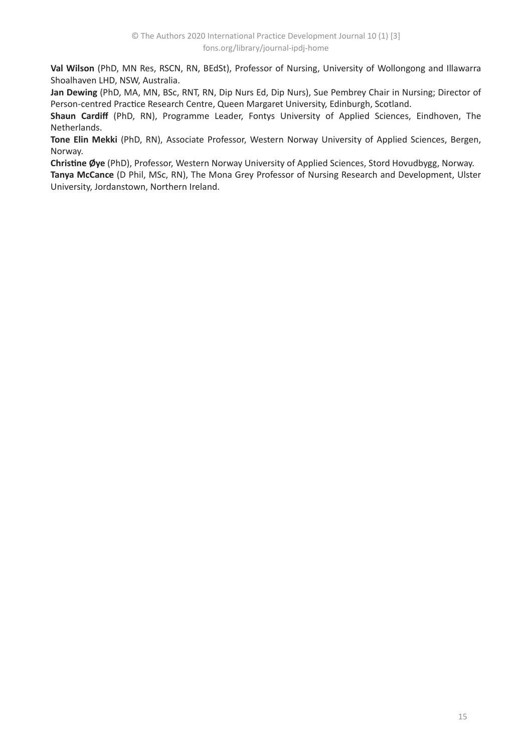**Val Wilson** (PhD, MN Res, RSCN, RN, BEdSt), Professor of Nursing, University of Wollongong and Illawarra Shoalhaven LHD, NSW, Australia.

**Jan Dewing** (PhD, MA, MN, BSc, RNT, RN, Dip Nurs Ed, Dip Nurs), Sue Pembrey Chair in Nursing; Director of Person-centred Practice Research Centre, Queen Margaret University, Edinburgh, Scotland.

**Shaun Cardiff** (PhD, RN), Programme Leader, Fontys University of Applied Sciences, Eindhoven, The Netherlands.

**Tone Elin Mekki** (PhD, RN), Associate Professor, Western Norway University of Applied Sciences, Bergen, Norway.

**Christine Øye** (PhD), Professor, Western Norway University of Applied Sciences, Stord Hovudbygg, Norway.

**Tanya McCance** (D Phil, MSc, RN), The Mona Grey Professor of Nursing Research and Development, Ulster University, Jordanstown, Northern Ireland.